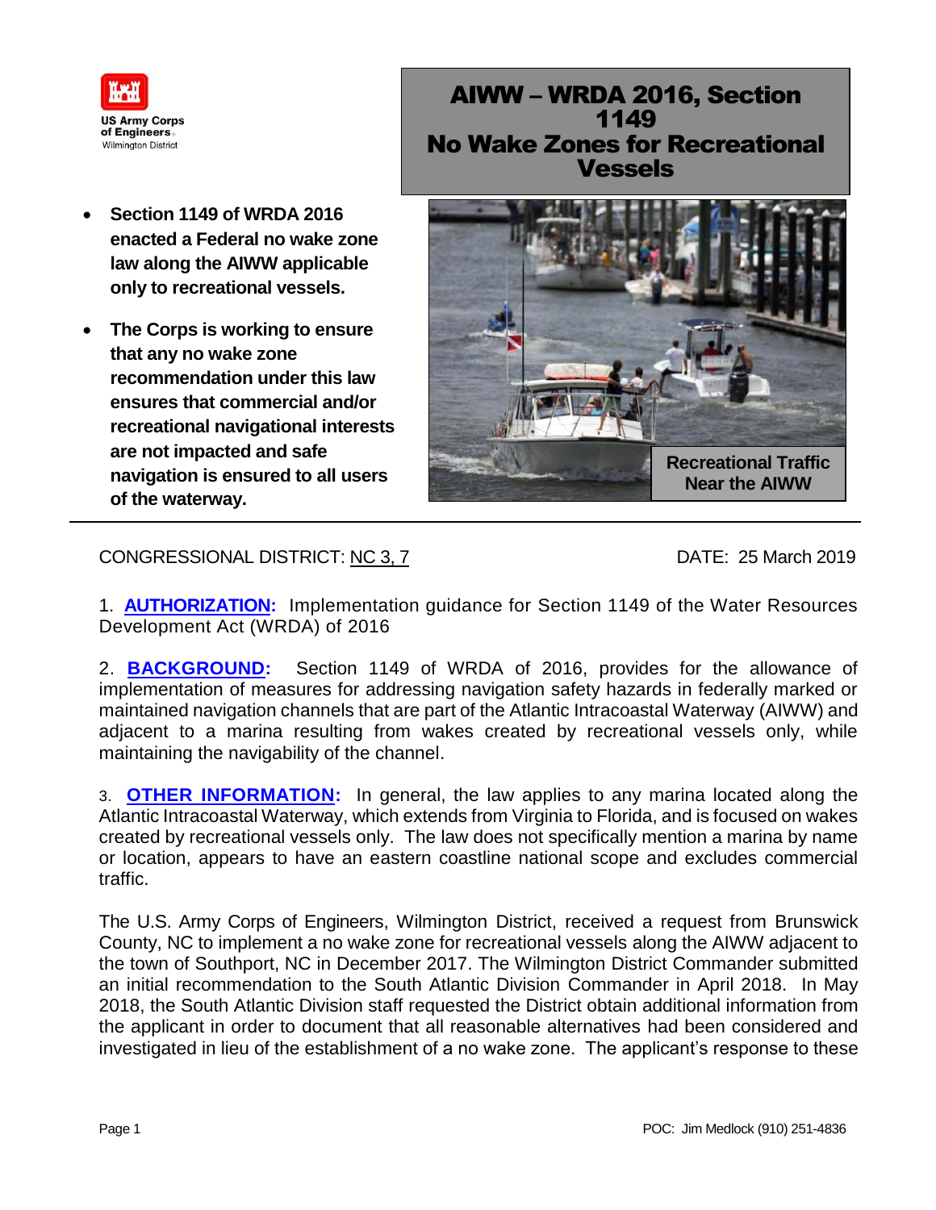US Army Corps of Engineers
Wilmington District

# AIWW – WRDA 2016, Section 1149 No Wake Zones for Recreational Vessels

- **Section 1149 of WRDA 2016 enacted a Federal no wake zone law along the AIWW applicable only to recreational vessels.**
- **The Corps is working to ensure that any no wake zone recommendation under this law ensures that commercial and/or recreational navigational interests are not impacted and safe navigation is ensured to all users of the waterway.**

**Recreational Traffic Near the AIWW**

---

CONGRESSIONAL DISTRICT: NC 3, 7 DATE: 25 March 2019

1. **AUTHORIZATION:** Implementation guidance for Section 1149 of the Water Resources Development Act (WRDA) of 2016

2. **BACKGROUND:** Section 1149 of WRDA of 2016, provides for the allowance of implementation of measures for addressing navigation safety hazards in federally marked or maintained navigation channels that are part of the Atlantic Intracoastal Waterway (AIWW) and adjacent to a marina resulting from wakes created by recreational vessels only, while maintaining the navigability of the channel.

3. **OTHER INFORMATION:** In general, the law applies to any marina located along the Atlantic Intracoastal Waterway, which extends from Virginia to Florida, and is focused on wakes created by recreational vessels only. The law does not specifically mention a marina by name or location, appears to have an eastern coastline national scope and excludes commercial traffic.

The U.S. Army Corps of Engineers, Wilmington District, received a request from Brunswick County, NC to implement a no wake zone for recreational vessels along the AIWW adjacent to the town of Southport, NC in December 2017. The Wilmington District Commander submitted an initial recommendation to the South Atlantic Division Commander in April 2018. In May 2018, the South Atlantic Division staff requested the District obtain additional information from the applicant in order to document that all reasonable alternatives had been considered and investigated in lieu of the establishment of a no wake zone. The applicant's response to these

POC: Jim Medlock (910) 251-4836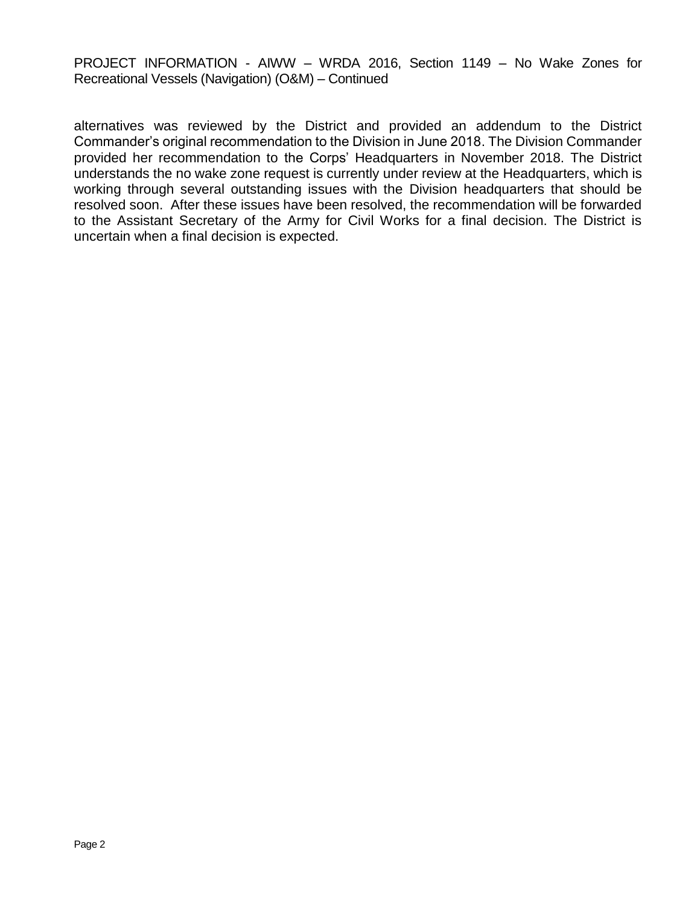alternatives was reviewed by the District and provided an addendum to the District Commander's original recommendation to the Division in June 2018. The Division Commander provided her recommendation to the Corps' Headquarters in November 2018. The District understands the no wake zone request is currently under review at the Headquarters, which is working through several outstanding issues with the Division headquarters that should be resolved soon. After these issues have been resolved, the recommendation will be forwarded to the Assistant Secretary of the Army for Civil Works for a final decision. The District is uncertain when a final decision is expected.